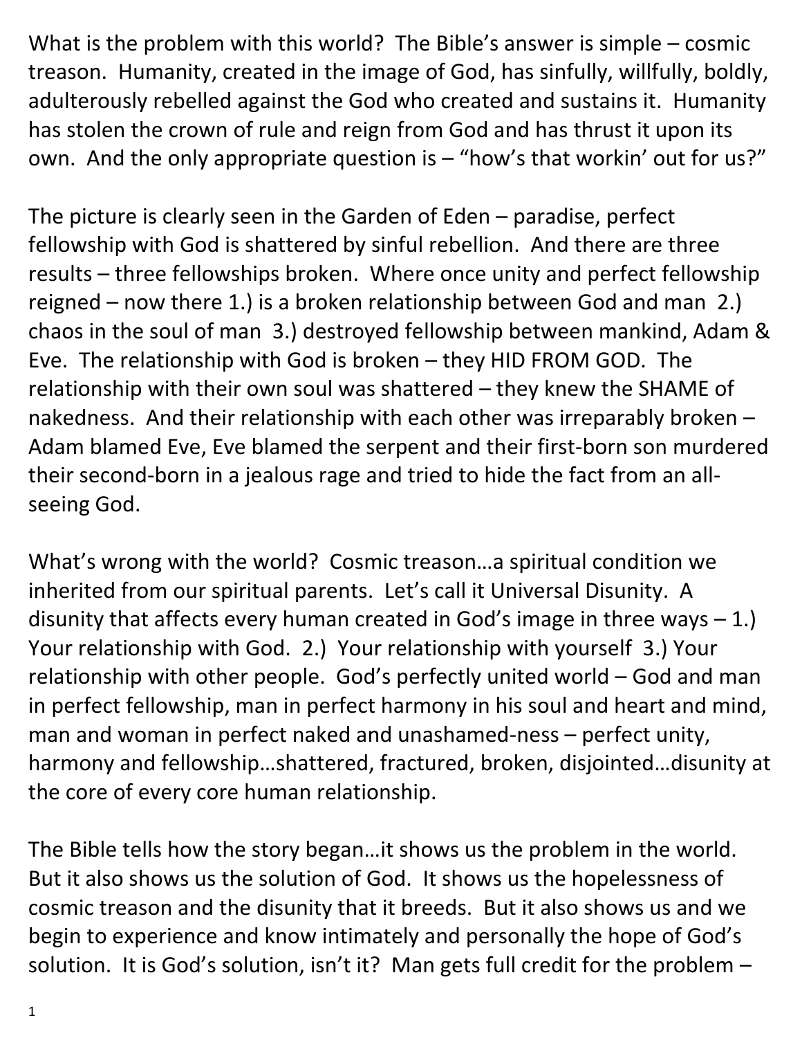What is the problem with this world? The Bible's answer is simple – cosmic treason. Humanity, created in the image of God, has sinfully, willfully, boldly, adulterously rebelled against the God who created and sustains it. Humanity has stolen the crown of rule and reign from God and has thrust it upon its own. And the only appropriate question is – "how's that workin' out for us?"

The picture is clearly seen in the Garden of Eden – paradise, perfect fellowship with God is shattered by sinful rebellion. And there are three results – three fellowships broken. Where once unity and perfect fellowship reigned – now there 1.) is a broken relationship between God and man 2.) chaos in the soul of man 3.) destroyed fellowship between mankind, Adam & Eve. The relationship with God is broken – they HID FROM GOD. The relationship with their own soul was shattered – they knew the SHAME of nakedness. And their relationship with each other was irreparably broken – Adam blamed Eve, Eve blamed the serpent and their first-born son murdered their second-born in a jealous rage and tried to hide the fact from an all-seeing God.

What's wrong with the world? Cosmic treason…a spiritual condition we inherited from our spiritual parents. Let's call it Universal Disunity. A disunity that affects every human created in God's image in three ways – 1.) Your relationship with God. 2.) Your relationship with yourself 3.) Your relationship with other people. God's perfectly united world – God and man in perfect fellowship, man in perfect harmony in his soul and heart and mind, man and woman in perfect naked and unashamed-ness – perfect unity, harmony and fellowship…shattered, fractured, broken, disjointed…disunity at the core of every core human relationship.

The Bible tells how the story began…it shows us the problem in the world. But it also shows us the solution of God. It shows us the hopelessness of cosmic treason and the disunity that it breeds. But it also shows us and we begin to experience and know intimately and personally the hope of God's solution. It is God's solution, isn't it? Man gets full credit for the problem –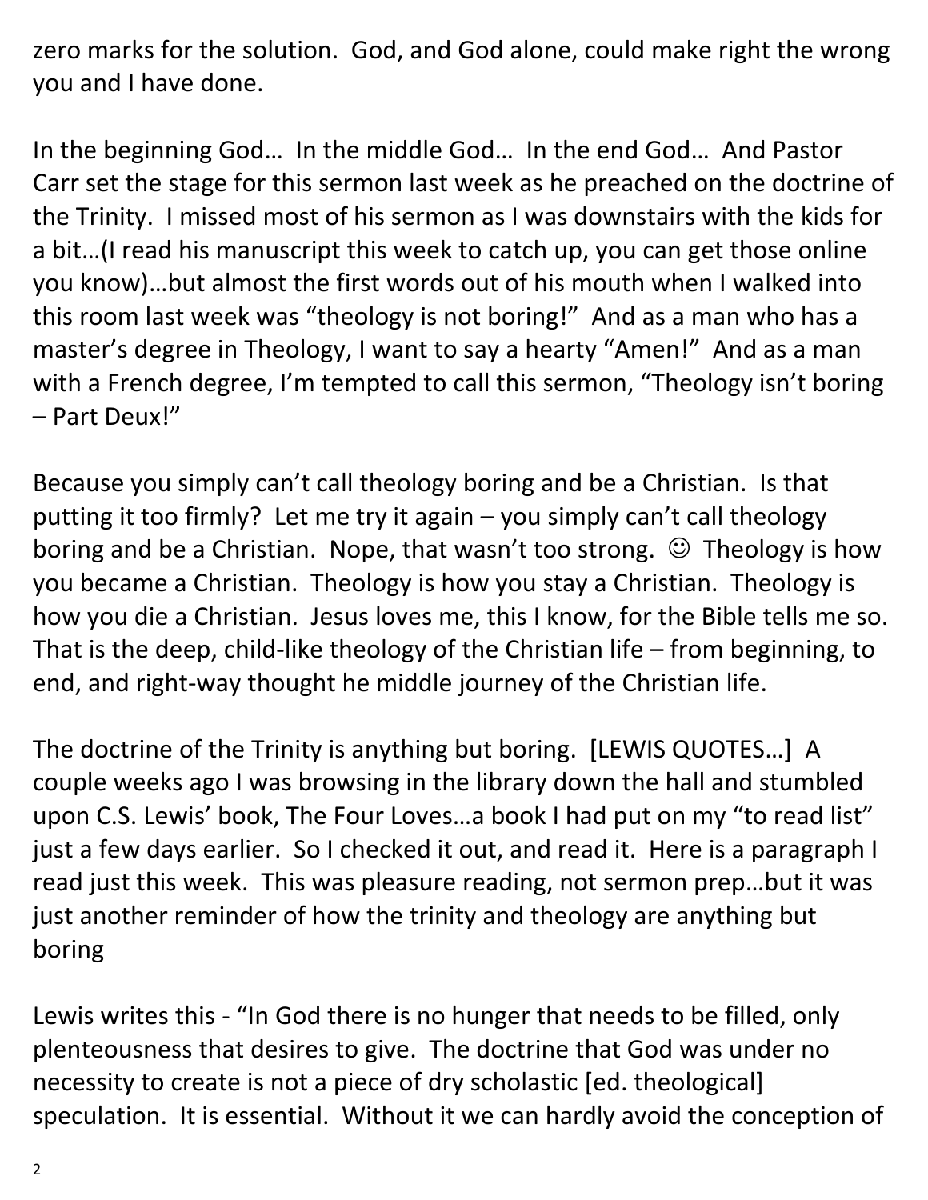zero marks for the solution. God, and God alone, could make right the wrong you and I have done.

In the beginning God… In the middle God… In the end God… And Pastor Carr set the stage for this sermon last week as he preached on the doctrine of the Trinity. I missed most of his sermon as I was downstairs with the kids for a bit…(I read his manuscript this week to catch up, you can get those online you know)…but almost the first words out of his mouth when I walked into this room last week was "theology is not boring!" And as a man who has a master's degree in Theology, I want to say a hearty "Amen!" And as a man with a French degree, I'm tempted to call this sermon, "Theology isn't boring – Part Deux!"

Because you simply can't call theology boring and be a Christian. Is that putting it too firmly? Let me try it again – you simply can't call theology boring and be a Christian. Nope, that wasn't too strong. ☺ Theology is how you became a Christian. Theology is how you stay a Christian. Theology is how you die a Christian. Jesus loves me, this I know, for the Bible tells me so. That is the deep, child-like theology of the Christian life – from beginning, to end, and right-way thought he middle journey of the Christian life.

The doctrine of the Trinity is anything but boring. [LEWIS QUOTES…] A couple weeks ago I was browsing in the library down the hall and stumbled upon C.S. Lewis' book, The Four Loves…a book I had put on my "to read list" just a few days earlier. So I checked it out, and read it. Here is a paragraph I read just this week. This was pleasure reading, not sermon prep…but it was just another reminder of how the trinity and theology are anything but boring

Lewis writes this - "In God there is no hunger that needs to be filled, only plenteousness that desires to give. The doctrine that God was under no necessity to create is not a piece of dry scholastic [ed. theological] speculation. It is essential. Without it we can hardly avoid the conception of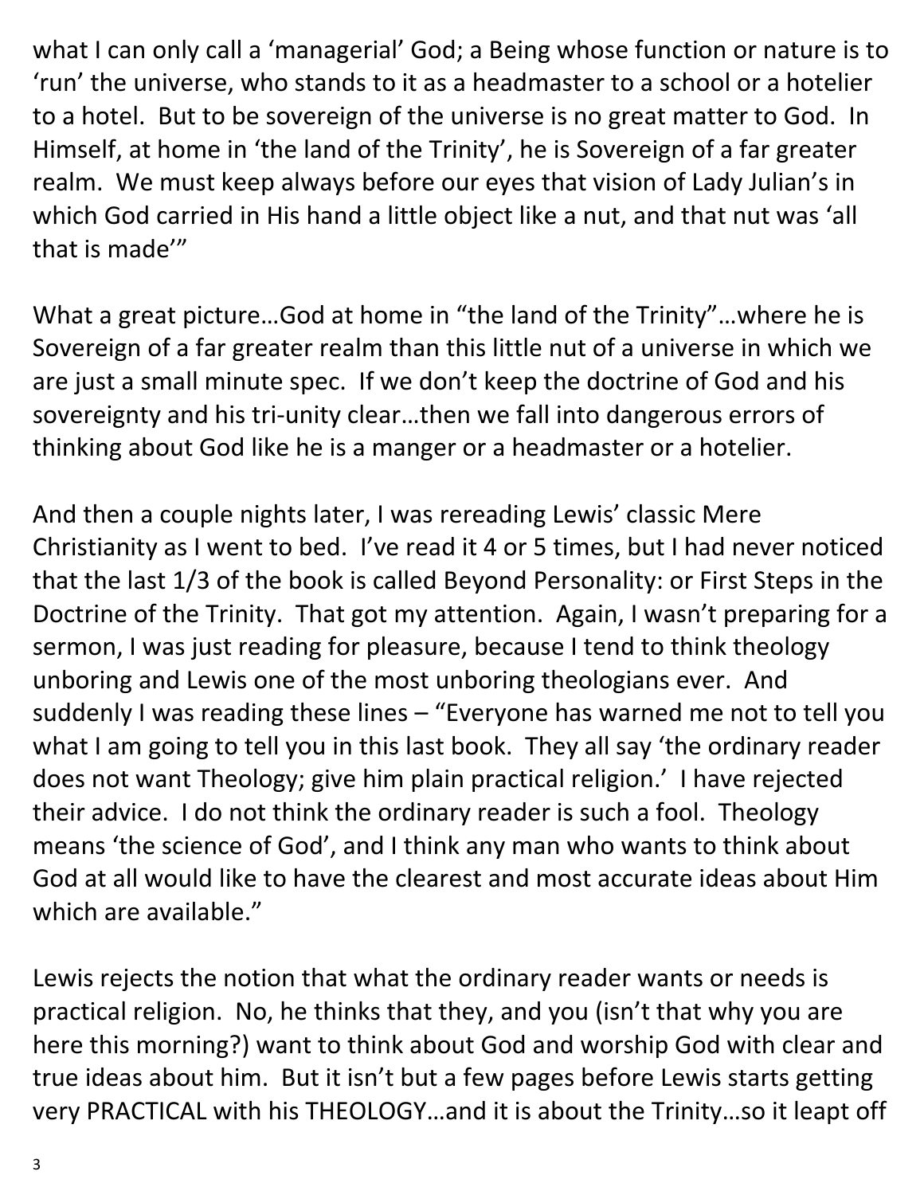what I can only call a 'managerial' God; a Being whose function or nature is to 'run' the universe, who stands to it as a headmaster to a school or a hotelier to a hotel. But to be sovereign of the universe is no great matter to God. In Himself, at home in 'the land of the Trinity', he is Sovereign of a far greater realm. We must keep always before our eyes that vision of Lady Julian's in which God carried in His hand a little object like a nut, and that nut was 'all that is made'"

What a great picture…God at home in "the land of the Trinity"…where he is Sovereign of a far greater realm than this little nut of a universe in which we are just a small minute spec. If we don't keep the doctrine of God and his sovereignty and his tri-unity clear…then we fall into dangerous errors of thinking about God like he is a manger or a headmaster or a hotelier.

And then a couple nights later, I was rereading Lewis' classic Mere Christianity as I went to bed. I've read it 4 or 5 times, but I had never noticed that the last 1/3 of the book is called Beyond Personality: or First Steps in the Doctrine of the Trinity. That got my attention. Again, I wasn't preparing for a sermon, I was just reading for pleasure, because I tend to think theology unboring and Lewis one of the most unboring theologians ever. And suddenly I was reading these lines – "Everyone has warned me not to tell you what I am going to tell you in this last book. They all say 'the ordinary reader does not want Theology; give him plain practical religion.' I have rejected their advice. I do not think the ordinary reader is such a fool. Theology means 'the science of God', and I think any man who wants to think about God at all would like to have the clearest and most accurate ideas about Him which are available."

Lewis rejects the notion that what the ordinary reader wants or needs is practical religion. No, he thinks that they, and you (isn't that why you are here this morning?) want to think about God and worship God with clear and true ideas about him. But it isn't but a few pages before Lewis starts getting very PRACTICAL with his THEOLOGY…and it is about the Trinity…so it leapt off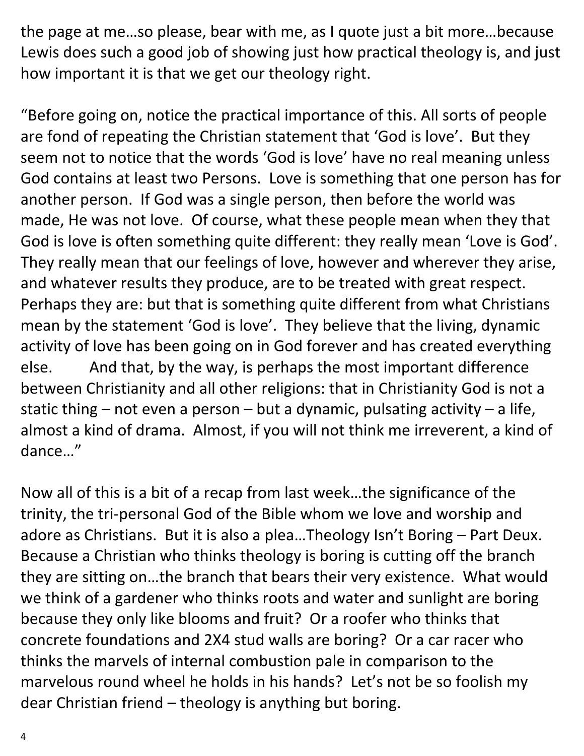the page at me…so please, bear with me, as I quote just a bit more…because Lewis does such a good job of showing just how practical theology is, and just how important it is that we get our theology right.

"Before going on, notice the practical importance of this. All sorts of people are fond of repeating the Christian statement that 'God is love'. But they seem not to notice that the words 'God is love' have no real meaning unless God contains at least two Persons. Love is something that one person has for another person. If God was a single person, then before the world was made, He was not love. Of course, what these people mean when they that God is love is often something quite different: they really mean 'Love is God'. They really mean that our feelings of love, however and wherever they arise, and whatever results they produce, are to be treated with great respect. Perhaps they are: but that is something quite different from what Christians mean by the statement 'God is love'. They believe that the living, dynamic activity of love has been going on in God forever and has created everything else. And that, by the way, is perhaps the most important difference between Christianity and all other religions: that in Christianity God is not a static thing – not even a person – but a dynamic, pulsating activity – a life, almost a kind of drama. Almost, if you will not think me irreverent, a kind of dance…"

Now all of this is a bit of a recap from last week…the significance of the trinity, the tri-personal God of the Bible whom we love and worship and adore as Christians. But it is also a plea…Theology Isn't Boring – Part Deux. Because a Christian who thinks theology is boring is cutting off the branch they are sitting on…the branch that bears their very existence. What would we think of a gardener who thinks roots and water and sunlight are boring because they only like blooms and fruit? Or a roofer who thinks that concrete foundations and 2X4 stud walls are boring? Or a car racer who thinks the marvels of internal combustion pale in comparison to the marvelous round wheel he holds in his hands? Let's not be so foolish my dear Christian friend – theology is anything but boring.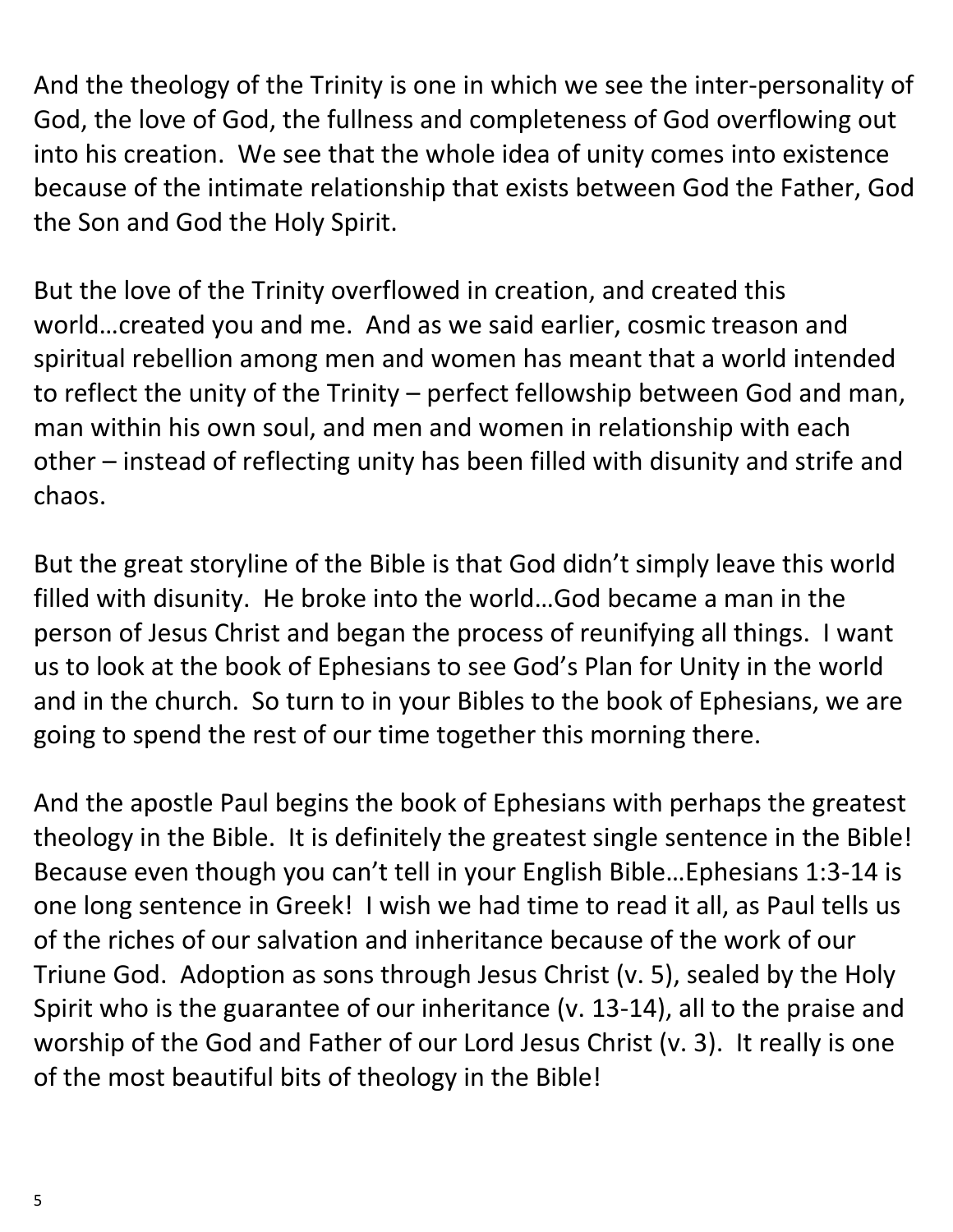And the theology of the Trinity is one in which we see the inter-personality of God, the love of God, the fullness and completeness of God overflowing out into his creation. We see that the whole idea of unity comes into existence because of the intimate relationship that exists between God the Father, God the Son and God the Holy Spirit.

But the love of the Trinity overflowed in creation, and created this world…created you and me. And as we said earlier, cosmic treason and spiritual rebellion among men and women has meant that a world intended to reflect the unity of the Trinity – perfect fellowship between God and man, man within his own soul, and men and women in relationship with each other – instead of reflecting unity has been filled with disunity and strife and chaos.

But the great storyline of the Bible is that God didn't simply leave this world filled with disunity. He broke into the world…God became a man in the person of Jesus Christ and began the process of reunifying all things. I want us to look at the book of Ephesians to see God's Plan for Unity in the world and in the church. So turn to in your Bibles to the book of Ephesians, we are going to spend the rest of our time together this morning there.

And the apostle Paul begins the book of Ephesians with perhaps the greatest theology in the Bible. It is definitely the greatest single sentence in the Bible! Because even though you can't tell in your English Bible…Ephesians 1:3-14 is one long sentence in Greek! I wish we had time to read it all, as Paul tells us of the riches of our salvation and inheritance because of the work of our Triune God. Adoption as sons through Jesus Christ (v. 5), sealed by the Holy Spirit who is the guarantee of our inheritance (v. 13-14), all to the praise and worship of the God and Father of our Lord Jesus Christ (v. 3). It really is one of the most beautiful bits of theology in the Bible!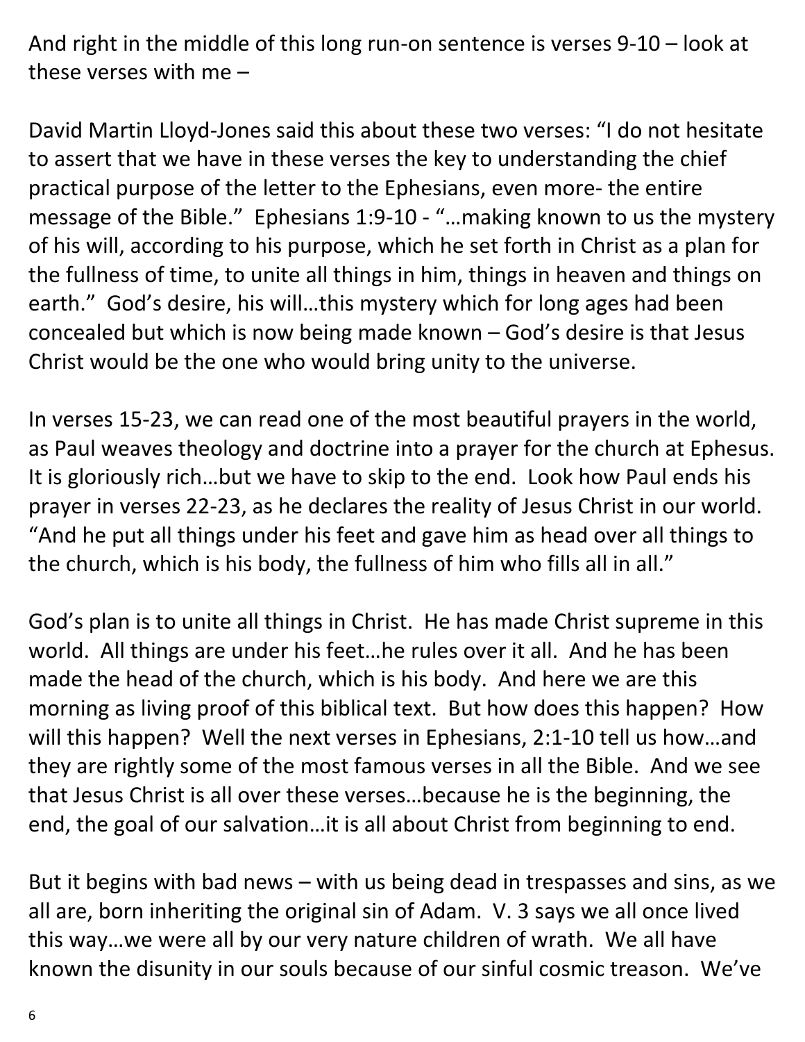And right in the middle of this long run-on sentence is verses 9-10 – look at these verses with me –

David Martin Lloyd-Jones said this about these two verses: "I do not hesitate to assert that we have in these verses the key to understanding the chief practical purpose of the letter to the Ephesians, even more- the entire message of the Bible." Ephesians 1:9-10 - "…making known to us the mystery of his will, according to his purpose, which he set forth in Christ as a plan for the fullness of time, to unite all things in him, things in heaven and things on earth." God's desire, his will…this mystery which for long ages had been concealed but which is now being made known – God's desire is that Jesus Christ would be the one who would bring unity to the universe.

In verses 15-23, we can read one of the most beautiful prayers in the world, as Paul weaves theology and doctrine into a prayer for the church at Ephesus. It is gloriously rich…but we have to skip to the end. Look how Paul ends his prayer in verses 22-23, as he declares the reality of Jesus Christ in our world. "And he put all things under his feet and gave him as head over all things to the church, which is his body, the fullness of him who fills all in all."

God's plan is to unite all things in Christ. He has made Christ supreme in this world. All things are under his feet…he rules over it all. And he has been made the head of the church, which is his body. And here we are this morning as living proof of this biblical text. But how does this happen? How will this happen? Well the next verses in Ephesians, 2:1-10 tell us how…and they are rightly some of the most famous verses in all the Bible. And we see that Jesus Christ is all over these verses…because he is the beginning, the end, the goal of our salvation…it is all about Christ from beginning to end.

But it begins with bad news – with us being dead in trespasses and sins, as we all are, born inheriting the original sin of Adam. V. 3 says we all once lived this way…we were all by our very nature children of wrath. We all have known the disunity in our souls because of our sinful cosmic treason. We've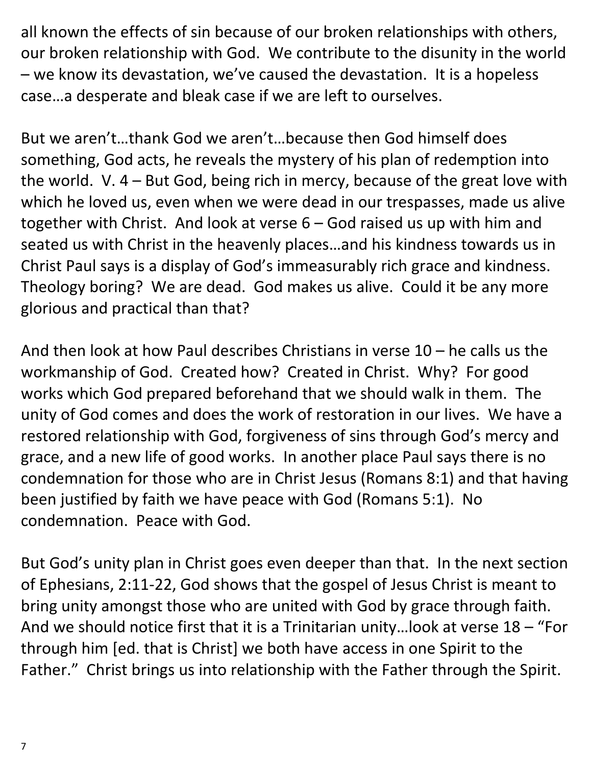all known the effects of sin because of our broken relationships with others, our broken relationship with God. We contribute to the disunity in the world – we know its devastation, we've caused the devastation. It is a hopeless case…a desperate and bleak case if we are left to ourselves.

But we aren't…thank God we aren't…because then God himself does something, God acts, he reveals the mystery of his plan of redemption into the world. V. 4 – But God, being rich in mercy, because of the great love with which he loved us, even when we were dead in our trespasses, made us alive together with Christ. And look at verse 6 – God raised us up with him and seated us with Christ in the heavenly places…and his kindness towards us in Christ Paul says is a display of God's immeasurably rich grace and kindness. Theology boring? We are dead. God makes us alive. Could it be any more glorious and practical than that?

And then look at how Paul describes Christians in verse 10 – he calls us the workmanship of God. Created how? Created in Christ. Why? For good works which God prepared beforehand that we should walk in them. The unity of God comes and does the work of restoration in our lives. We have a restored relationship with God, forgiveness of sins through God's mercy and grace, and a new life of good works. In another place Paul says there is no condemnation for those who are in Christ Jesus (Romans 8:1) and that having been justified by faith we have peace with God (Romans 5:1). No condemnation. Peace with God.

But God's unity plan in Christ goes even deeper than that. In the next section of Ephesians, 2:11-22, God shows that the gospel of Jesus Christ is meant to bring unity amongst those who are united with God by grace through faith. And we should notice first that it is a Trinitarian unity…look at verse 18 – "For through him [ed. that is Christ] we both have access in one Spirit to the Father." Christ brings us into relationship with the Father through the Spirit.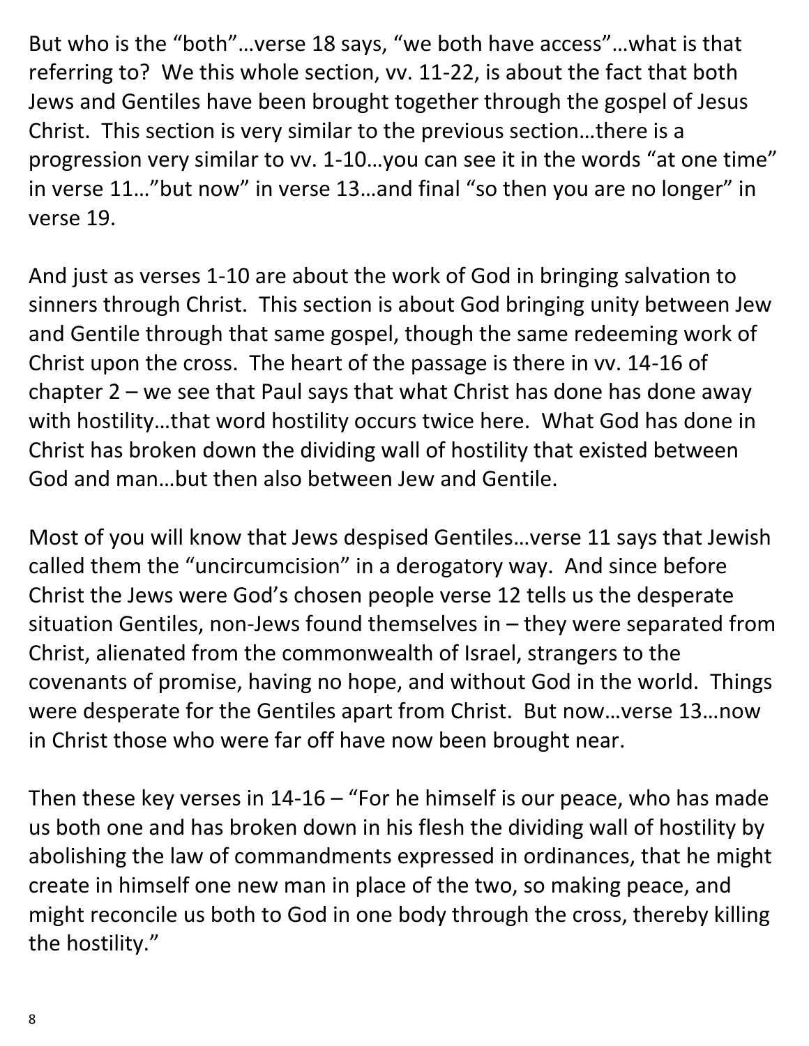But who is the "both"…verse 18 says, "we both have access"…what is that referring to? We this whole section, vv. 11-22, is about the fact that both Jews and Gentiles have been brought together through the gospel of Jesus Christ. This section is very similar to the previous section…there is a progression very similar to vv. 1-10…you can see it in the words "at one time" in verse 11…"but now" in verse 13…and final "so then you are no longer" in verse 19.

And just as verses 1-10 are about the work of God in bringing salvation to sinners through Christ. This section is about God bringing unity between Jew and Gentile through that same gospel, though the same redeeming work of Christ upon the cross. The heart of the passage is there in vv. 14-16 of chapter 2 – we see that Paul says that what Christ has done has done away with hostility…that word hostility occurs twice here. What God has done in Christ has broken down the dividing wall of hostility that existed between God and man…but then also between Jew and Gentile.

Most of you will know that Jews despised Gentiles…verse 11 says that Jewish called them the "uncircumcision" in a derogatory way. And since before Christ the Jews were God's chosen people verse 12 tells us the desperate situation Gentiles, non-Jews found themselves in – they were separated from Christ, alienated from the commonwealth of Israel, strangers to the covenants of promise, having no hope, and without God in the world. Things were desperate for the Gentiles apart from Christ. But now…verse 13…now in Christ those who were far off have now been brought near.

Then these key verses in 14-16 – "For he himself is our peace, who has made us both one and has broken down in his flesh the dividing wall of hostility by abolishing the law of commandments expressed in ordinances, that he might create in himself one new man in place of the two, so making peace, and might reconcile us both to God in one body through the cross, thereby killing the hostility."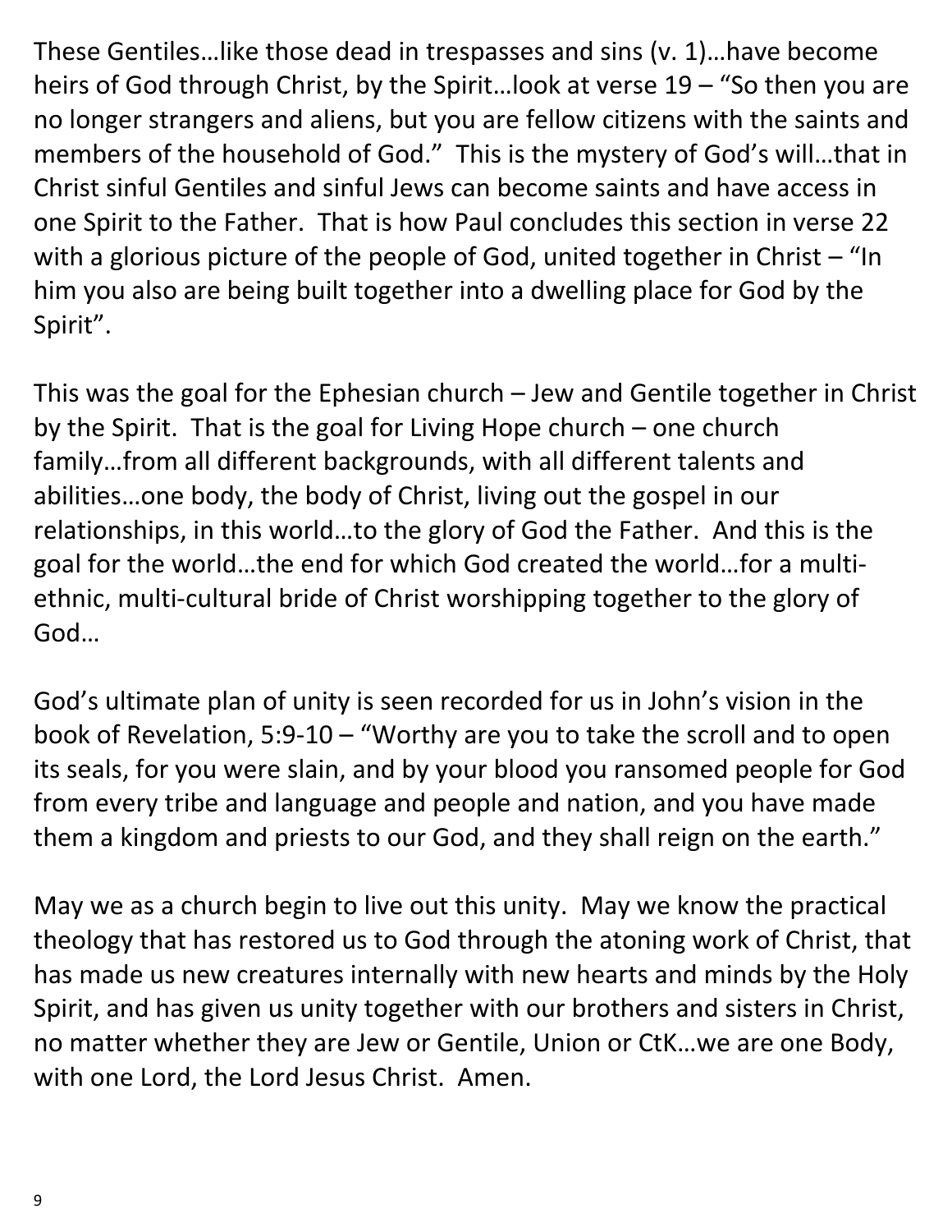These Gentiles…like those dead in trespasses and sins (v. 1)…have become heirs of God through Christ, by the Spirit…look at verse 19 – "So then you are no longer strangers and aliens, but you are fellow citizens with the saints and members of the household of God." This is the mystery of God's will…that in Christ sinful Gentiles and sinful Jews can become saints and have access in one Spirit to the Father. That is how Paul concludes this section in verse 22 with a glorious picture of the people of God, united together in Christ – "In him you also are being built together into a dwelling place for God by the Spirit".

This was the goal for the Ephesian church – Jew and Gentile together in Christ by the Spirit. That is the goal for Living Hope church – one church family…from all different backgrounds, with all different talents and abilities…one body, the body of Christ, living out the gospel in our relationships, in this world…to the glory of God the Father. And this is the goal for the world…the end for which God created the world…for a multi-ethnic, multi-cultural bride of Christ worshipping together to the glory of God…

God's ultimate plan of unity is seen recorded for us in John's vision in the book of Revelation, 5:9-10 – "Worthy are you to take the scroll and to open its seals, for you were slain, and by your blood you ransomed people for God from every tribe and language and people and nation, and you have made them a kingdom and priests to our God, and they shall reign on the earth."

May we as a church begin to live out this unity. May we know the practical theology that has restored us to God through the atoning work of Christ, that has made us new creatures internally with new hearts and minds by the Holy Spirit, and has given us unity together with our brothers and sisters in Christ, no matter whether they are Jew or Gentile, Union or CtK…we are one Body, with one Lord, the Lord Jesus Christ. Amen.